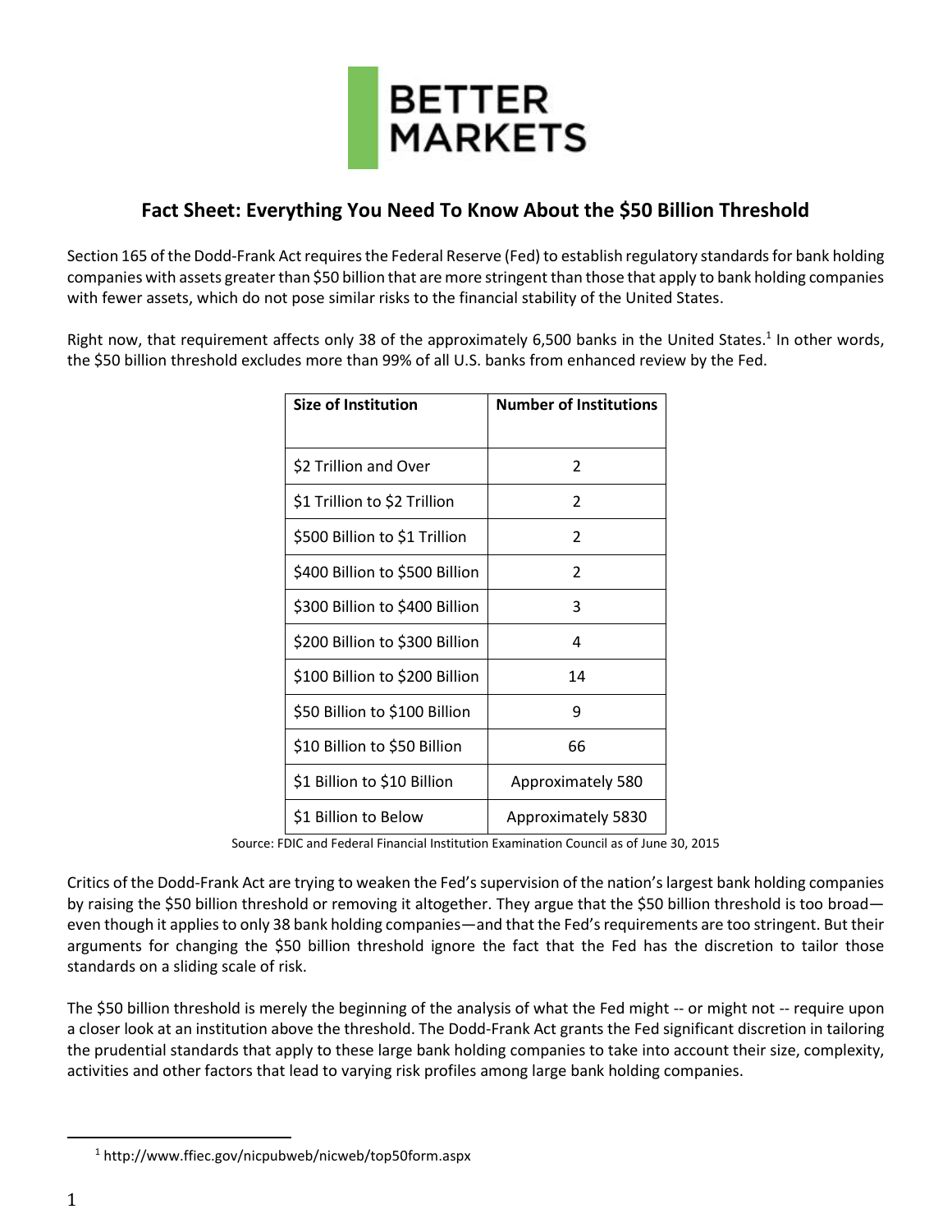**BETTER MARKETS**

## Fact Sheet: Everything You Need To Know About the $50 Billion Threshold

Section 165 of the Dodd-Frank Act requires the Federal Reserve (Fed) to establish regulatory standards for bank holding companies with assets greater than $50 billion that are more stringent than those that apply to bank holding companies with fewer assets, which do not pose similar risks to the financial stability of the United States.

Right now, that requirement affects only 38 of the approximately 6,500 banks in the United States.[1] In other words, the $50 billion threshold excludes more than 99% of all U.S. banks from enhanced review by the Fed.

| Size of Institution | Number of Institutions |
|---|---|
| $2 Trillion and Over | 2 |
| $1 Trillion to $2 Trillion | 2 |
| $500 Billion to $1 Trillion | 2 |
| $400 Billion to $500 Billion | 2 |
| $300 Billion to $400 Billion | 3 |
| $200 Billion to $300 Billion | 4 |
| $100 Billion to $200 Billion | 14 |
| $50 Billion to $100 Billion | 9 |
| $10 Billion to $50 Billion | 66 |
| $1 Billion to $10 Billion | Approximately 580 |
| $1 Billion to Below | Approximately 5830 |

Source: FDIC and Federal Financial Institution Examination Council as of June 30, 2015

Critics of the Dodd-Frank Act are trying to weaken the Fed's supervision of the nation's largest bank holding companies by raising the $50 billion threshold or removing it altogether. They argue that the $50 billion threshold is too broad—even though it applies to only 38 bank holding companies—and that the Fed's requirements are too stringent. But their arguments for changing the $50 billion threshold ignore the fact that the Fed has the discretion to tailor those standards on a sliding scale of risk.

The $50 billion threshold is merely the beginning of the analysis of what the Fed might -- or might not -- require upon a closer look at an institution above the threshold. The Dodd-Frank Act grants the Fed significant discretion in tailoring the prudential standards that apply to these large bank holding companies to take into account their size, complexity, activities and other factors that lead to varying risk profiles among large bank holding companies.

[1] http://www.ffiec.gov/nicpubweb/nicweb/top50form.aspx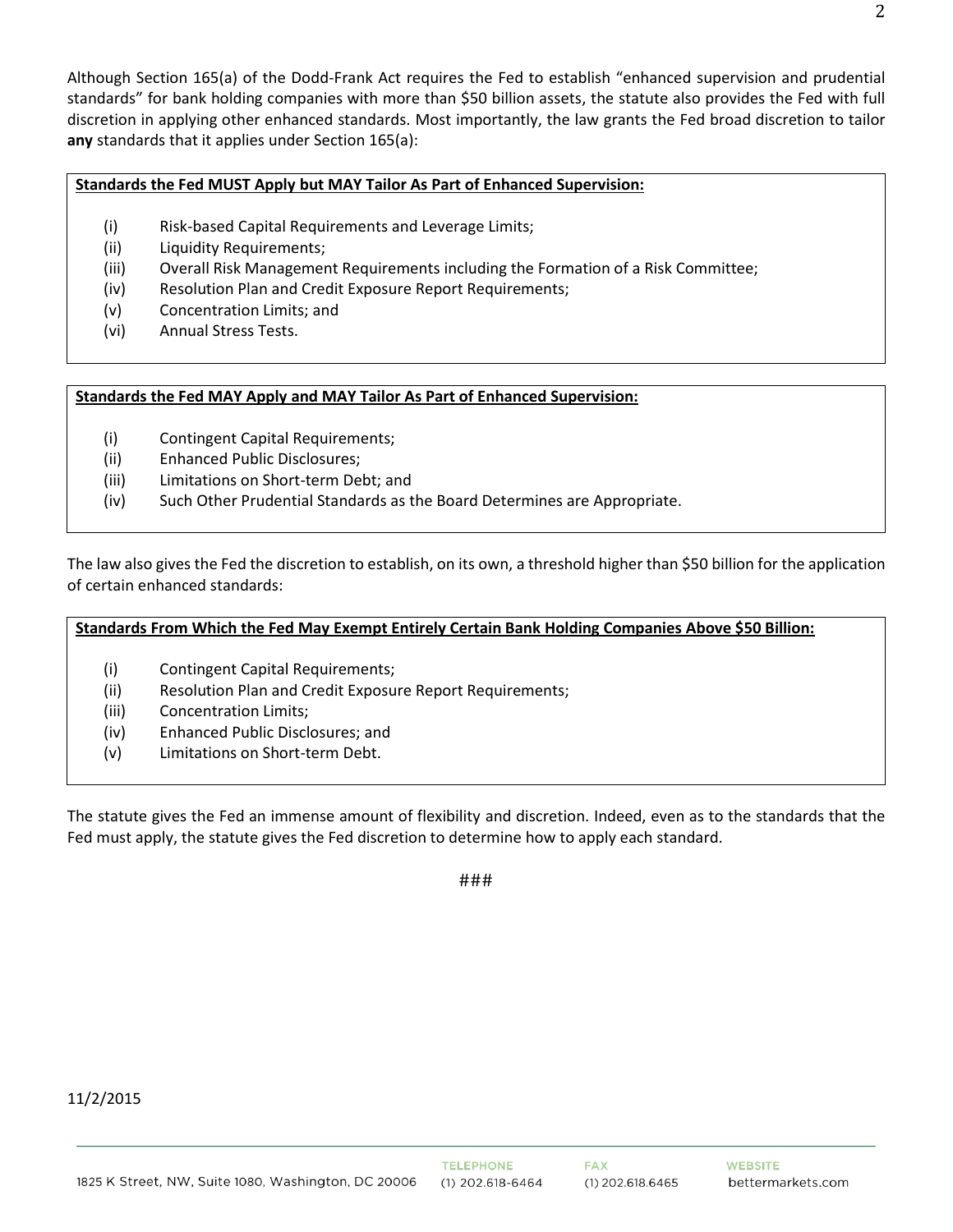Although Section 165(a) of the Dodd-Frank Act requires the Fed to establish "enhanced supervision and prudential standards" for bank holding companies with more than $50 billion assets, the statute also provides the Fed with full discretion in applying other enhanced standards. Most importantly, the law grants the Fed broad discretion to tailor **any** standards that it applies under Section 165(a):

**<u>Standards the Fed MUST Apply but MAY Tailor As Part of Enhanced Supervision:</u>**

(i) Risk-based Capital Requirements and Leverage Limits;
(ii) Liquidity Requirements;
(iii) Overall Risk Management Requirements including the Formation of a Risk Committee;
(iv) Resolution Plan and Credit Exposure Report Requirements;
(v) Concentration Limits; and
(vi) Annual Stress Tests.

**<u>Standards the Fed MAY Apply and MAY Tailor As Part of Enhanced Supervision:</u>**

(i) Contingent Capital Requirements;
(ii) Enhanced Public Disclosures;
(iii) Limitations on Short-term Debt; and
(iv) Such Other Prudential Standards as the Board Determines are Appropriate.

The law also gives the Fed the discretion to establish, on its own, a threshold higher than $50 billion for the application of certain enhanced standards:

**<u>Standards From Which the Fed May Exempt Entirely Certain Bank Holding Companies Above $50 Billion:</u>**

(i) Contingent Capital Requirements;
(ii) Resolution Plan and Credit Exposure Report Requirements;
(iii) Concentration Limits;
(iv) Enhanced Public Disclosures; and
(v) Limitations on Short-term Debt.

The statute gives the Fed an immense amount of flexibility and discretion. Indeed, even as to the standards that the Fed must apply, the statute gives the Fed discretion to determine how to apply each standard.

###

11/2/2015